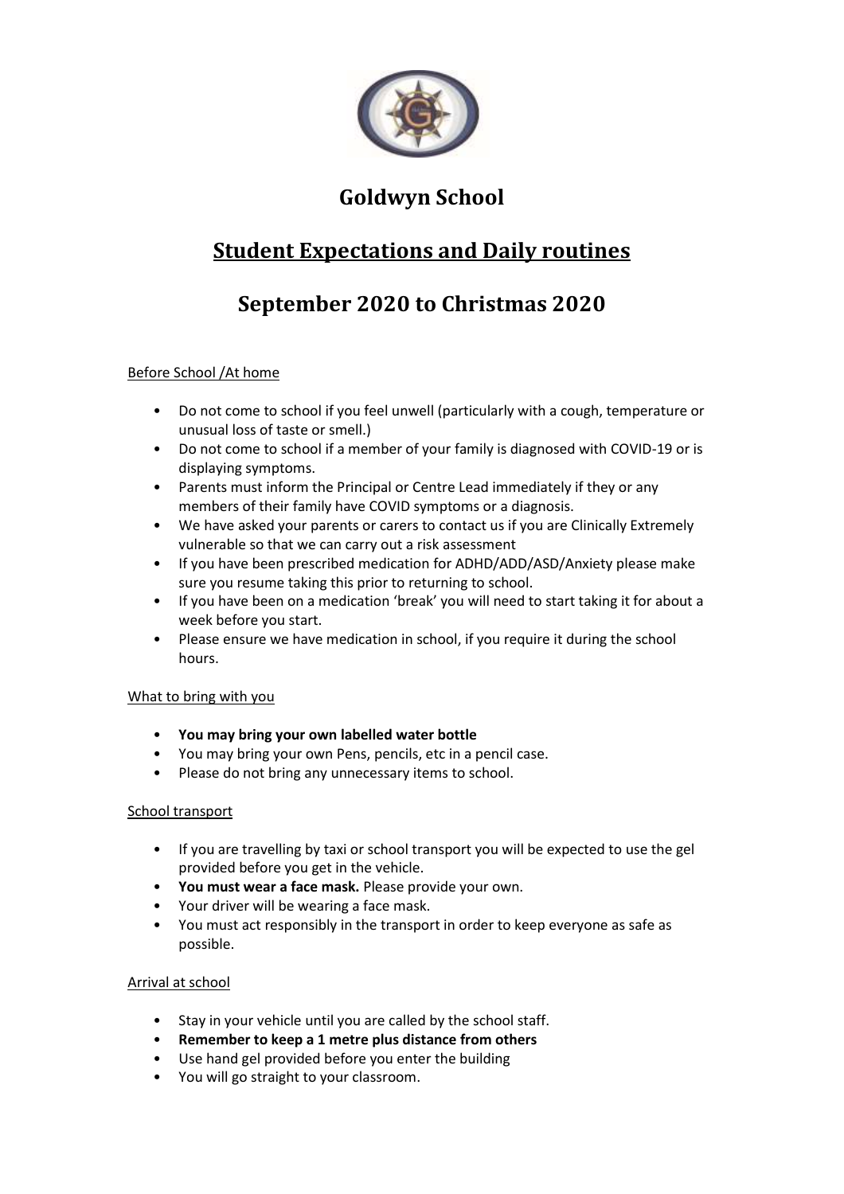# Goldwyn School

## Student Expectations and Daily routines

## September 2020 to Christmas 2020

Before School /At home

- Do not come to school if you feel unwell (particularly with a cough, temperature or unusual loss of taste or smell.)
- Do not come to school if a member of your family is diagnosed with COVID-19 or is displaying symptoms.
- Parents must inform the Principal or Centre Lead immediately if they or any members of their family have COVID symptoms or a diagnosis.
- We have asked your parents or carers to contact us if you are Clinically Extremely vulnerable so that we can carry out a risk assessment
- If you have been prescribed medication for ADHD/ADD/ASD/Anxiety please make sure you resume taking this prior to returning to school.
- If you have been on a medication 'break' you will need to start taking it for about a week before you start.
- Please ensure we have medication in school, if you require it during the school hours.

What to bring with you

- **You may bring your own labelled water bottle**
- You may bring your own Pens, pencils, etc in a pencil case.
- Please do not bring any unnecessary items to school.

School transport

- If you are travelling by taxi or school transport you will be expected to use the gel provided before you get in the vehicle.
- **You must wear a face mask.** Please provide your own.
- Your driver will be wearing a face mask.
- You must act responsibly in the transport in order to keep everyone as safe as possible.

Arrival at school

- Stay in your vehicle until you are called by the school staff.
- **Remember to keep a 1 metre plus distance from others**
- Use hand gel provided before you enter the building
- You will go straight to your classroom.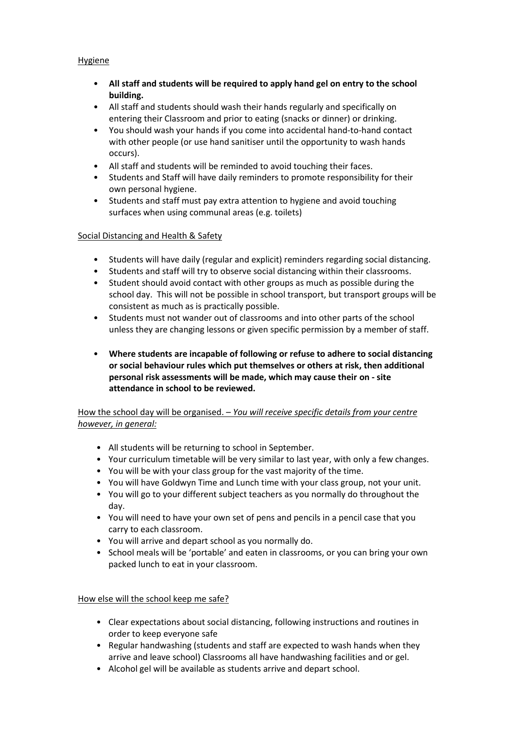Hygiene

- **All staff and students will be required to apply hand gel on entry to the school building.**
- All staff and students should wash their hands regularly and specifically on entering their Classroom and prior to eating (snacks or dinner) or drinking.
- You should wash your hands if you come into accidental hand-to-hand contact with other people (or use hand sanitiser until the opportunity to wash hands occurs).
- All staff and students will be reminded to avoid touching their faces.
- Students and Staff will have daily reminders to promote responsibility for their own personal hygiene.
- Students and staff must pay extra attention to hygiene and avoid touching surfaces when using communal areas (e.g. toilets)

Social Distancing and Health & Safety

- Students will have daily (regular and explicit) reminders regarding social distancing.
- Students and staff will try to observe social distancing within their classrooms.
- Student should avoid contact with other groups as much as possible during the school day. This will not be possible in school transport, but transport groups will be consistent as much as is practically possible.
- Students must not wander out of classrooms and into other parts of the school unless they are changing lessons or given specific permission by a member of staff.
- **Where students are incapable of following or refuse to adhere to social distancing or social behaviour rules which put themselves or others at risk, then additional personal risk assessments will be made, which may cause their on - site attendance in school to be reviewed.**

How the school day will be organised. – *You will receive specific details from your centre however, in general:*

- All students will be returning to school in September.
- Your curriculum timetable will be very similar to last year, with only a few changes.
- You will be with your class group for the vast majority of the time.
- You will have Goldwyn Time and Lunch time with your class group, not your unit.
- You will go to your different subject teachers as you normally do throughout the day.
- You will need to have your own set of pens and pencils in a pencil case that you carry to each classroom.
- You will arrive and depart school as you normally do.
- School meals will be 'portable' and eaten in classrooms, or you can bring your own packed lunch to eat in your classroom.

How else will the school keep me safe?

- Clear expectations about social distancing, following instructions and routines in order to keep everyone safe
- Regular handwashing (students and staff are expected to wash hands when they arrive and leave school) Classrooms all have handwashing facilities and or gel.
- Alcohol gel will be available as students arrive and depart school.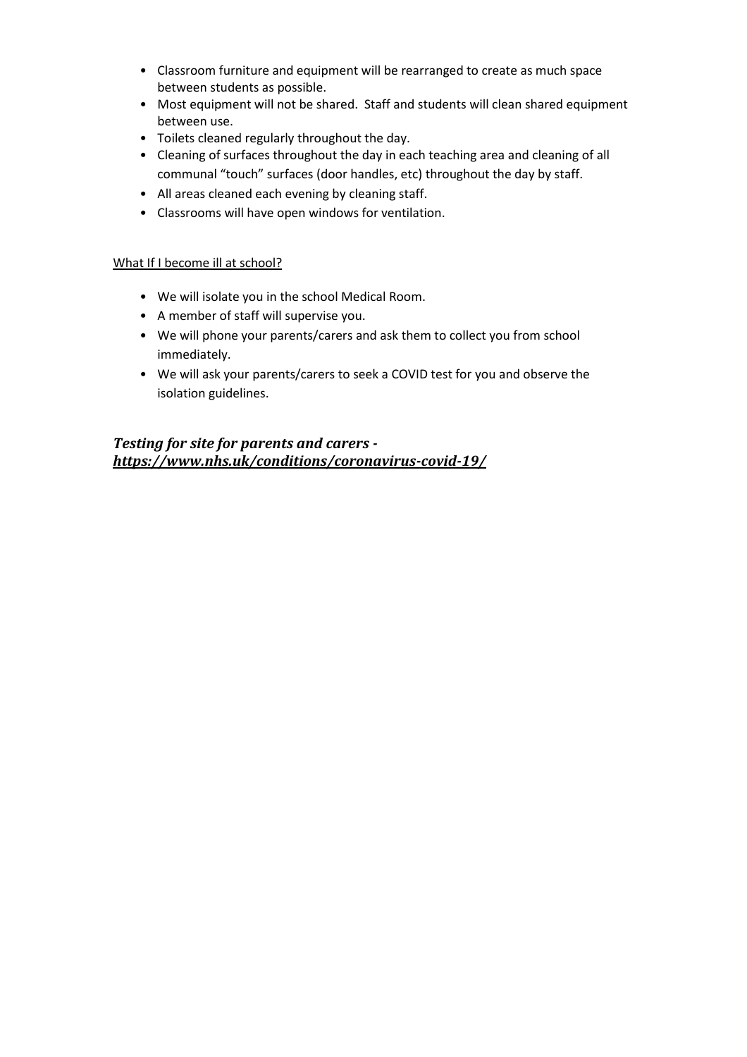- Classroom furniture and equipment will be rearranged to create as much space between students as possible.
- Most equipment will not be shared.  Staff and students will clean shared equipment between use.
- Toilets cleaned regularly throughout the day.
- Cleaning of surfaces throughout the day in each teaching area and cleaning of all communal "touch" surfaces (door handles, etc) throughout the day by staff.
- All areas cleaned each evening by cleaning staff.
- Classrooms will have open windows for ventilation.

<u>What If I become ill at school?</u>

- We will isolate you in the school Medical Room.
- A member of staff will supervise you.
- We will phone your parents/carers and ask them to collect you from school immediately.
- We will ask your parents/carers to seek a COVID test for you and observe the isolation guidelines.

***Testing for site for parents and carers - <u>https://www.nhs.uk/conditions/coronavirus-covid-19/</u>***